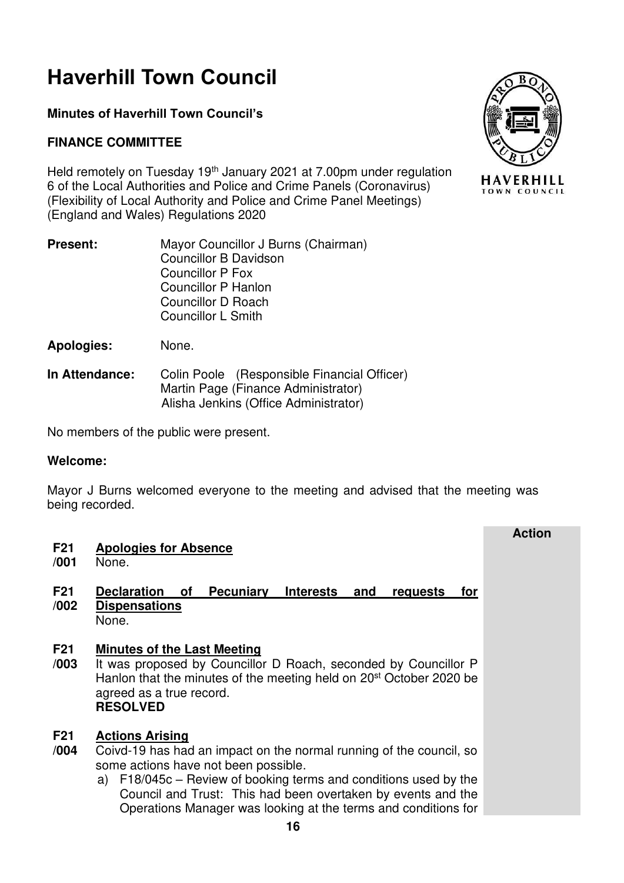# Haverhill Town Council

**Minutes of Haverhill Town Council's**

**FINANCE COMMITTEE**

Held remotely on Tuesday 19th January 2021 at 7.00pm under regulation 6 of the Local Authorities and Police and Crime Panels (Coronavirus) (Flexibility of Local Authority and Police and Crime Panel Meetings) (England and Wales) Regulations 2020

**Present:** Mayor Councillor J Burns (Chairman)
Councillor B Davidson
Councillor P Fox
Councillor P Hanlon
Councillor D Roach
Councillor L Smith

**Apologies:** None.

**In Attendance:** Colin Poole (Responsible Financial Officer)
Martin Page (Finance Administrator)
Alisha Jenkins (Office Administrator)

No members of the public were present.

**Welcome:**

Mayor J Burns welcomed everyone to the meeting and advised that the meeting was being recorded.

| | | **Action** |
|---|---|---|
| **F21 /001** | **Apologies for Absence**<br>None. | |
| **F21 /002** | **Declaration of Pecuniary Interests and requests for Dispensations**<br>None. | |
| **F21 /003** | **Minutes of the Last Meeting**<br>It was proposed by Councillor D Roach, seconded by Councillor P Hanlon that the minutes of the meeting held on 20st October 2020 be agreed as a true record.<br>**RESOLVED** | |
| **F21 /004** | **Actions Arising**<br>Coivd-19 has had an impact on the normal running of the council, so some actions have not been possible.<br>a) F18/045c – Review of booking terms and conditions used by the Council and Trust: This had been overtaken by events and the Operations Manager was looking at the terms and conditions for | |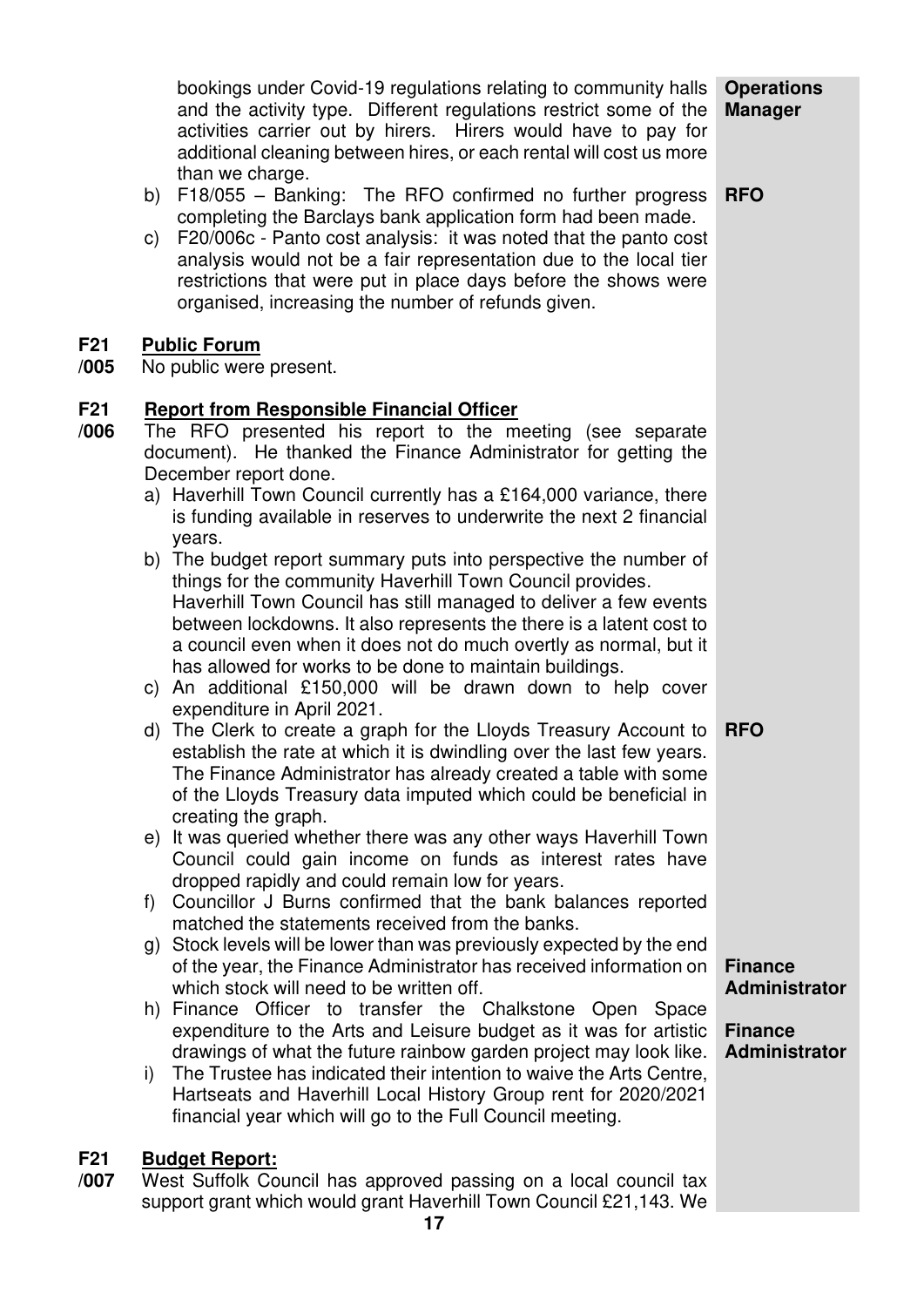bookings under Covid-19 regulations relating to community halls and the activity type. Different regulations restrict some of the activities carrier out by hirers. Hirers would have to pay for additional cleaning between hires, or each rental will cost us more than we charge. **Operations Manager**

b) F18/055 – Banking: The RFO confirmed no further progress completing the Barclays bank application form had been made. **RFO**

c) F20/006c - Panto cost analysis: it was noted that the panto cost analysis would not be a fair representation due to the local tier restrictions that were put in place days before the shows were organised, increasing the number of refunds given.

**F21/005** **Public Forum**

No public were present.

**F21/006** **Report from Responsible Financial Officer**

The RFO presented his report to the meeting (see separate document). He thanked the Finance Administrator for getting the December report done.

a) Haverhill Town Council currently has a £164,000 variance, there is funding available in reserves to underwrite the next 2 financial years.

b) The budget report summary puts into perspective the number of things for the community Haverhill Town Council provides. Haverhill Town Council has still managed to deliver a few events between lockdowns. It also represents the there is a latent cost to a council even when it does not do much overtly as normal, but it has allowed for works to be done to maintain buildings.

c) An additional £150,000 will be drawn down to help cover expenditure in April 2021.

d) The Clerk to create a graph for the Lloyds Treasury Account to establish the rate at which it is dwindling over the last few years. The Finance Administrator has already created a table with some of the Lloyds Treasury data imputed which could be beneficial in creating the graph. **RFO**

e) It was queried whether there was any other ways Haverhill Town Council could gain income on funds as interest rates have dropped rapidly and could remain low for years.

f) Councillor J Burns confirmed that the bank balances reported matched the statements received from the banks.

g) Stock levels will be lower than was previously expected by the end of the year, the Finance Administrator has received information on which stock will need to be written off. **Finance Administrator**

h) Finance Officer to transfer the Chalkstone Open Space expenditure to the Arts and Leisure budget as it was for artistic drawings of what the future rainbow garden project may look like. **Finance Administrator**

i) The Trustee has indicated their intention to waive the Arts Centre, Hartseats and Haverhill Local History Group rent for 2020/2021 financial year which will go to the Full Council meeting.

**F21/007** **Budget Report:**

West Suffolk Council has approved passing on a local council tax support grant which would grant Haverhill Town Council £21,143. We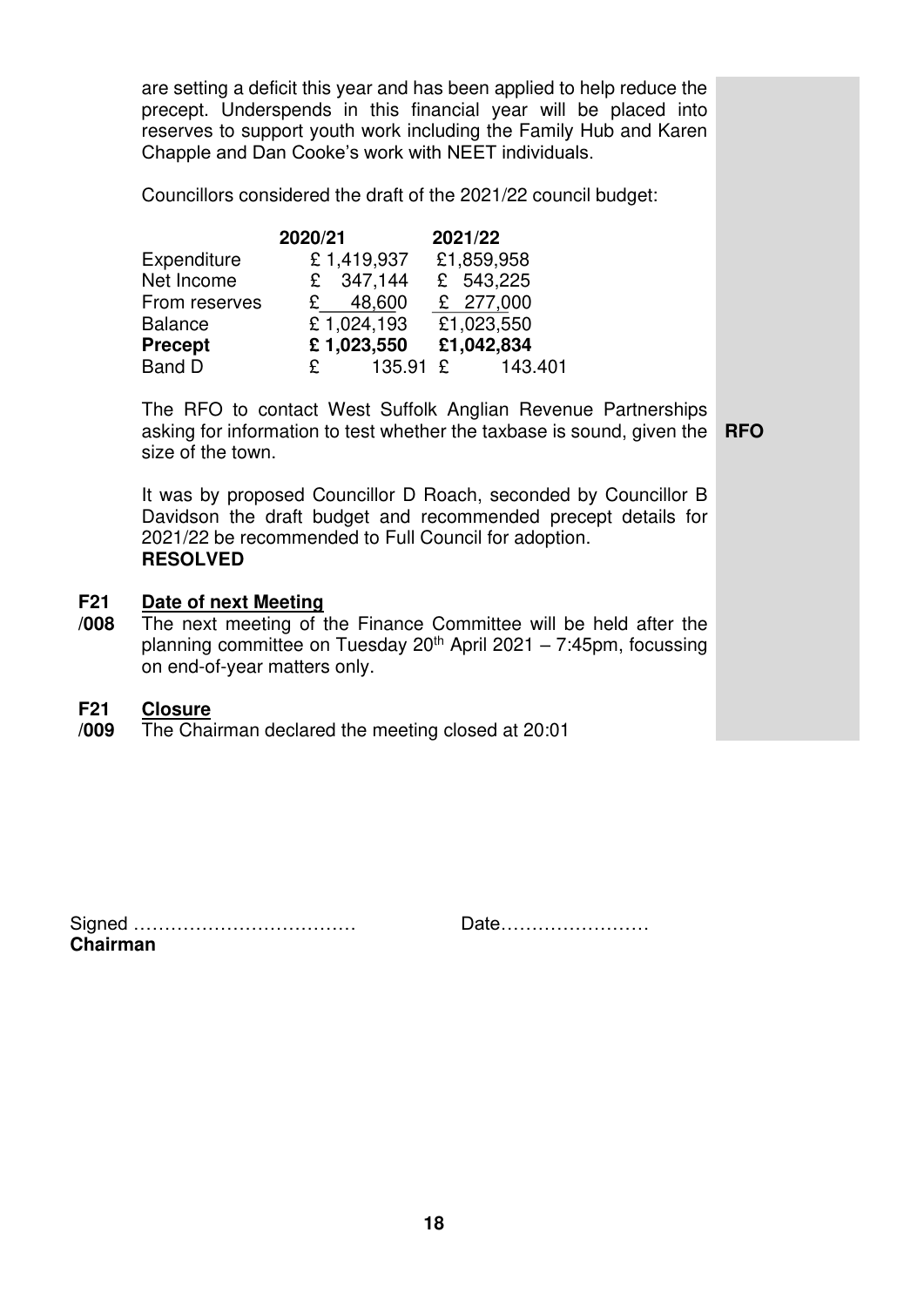are setting a deficit this year and has been applied to help reduce the precept. Underspends in this financial year will be placed into reserves to support youth work including the Family Hub and Karen Chapple and Dan Cooke's work with NEET individuals.

Councillors considered the draft of the 2021/22 council budget:

| | **2020/21** | **2021/22** |
|---|---|---|
| Expenditure | £ 1,419,937 | £1,859,958 |
| Net Income | £ 347,144 | £ 543,225 |
| From reserves | £ 48,600 | £ 277,000 |
| Balance | £ 1,024,193 | £1,023,550 |
| **Precept** | **£ 1,023,550** | **£1,042,834** |
| Band D | £ 135.91 | £ 143.401 |

The RFO to contact West Suffolk Anglian Revenue Partnerships asking for information to test whether the taxbase is sound, given the size of the town. **RFO**

It was by proposed Councillor D Roach, seconded by Councillor B Davidson the draft budget and recommended precept details for 2021/22 be recommended to Full Council for adoption.
**RESOLVED**

**F21 /008** **Date of next Meeting**
The next meeting of the Finance Committee will be held after the planning committee on Tuesday 20th April 2021 – 7:45pm, focussing on end-of-year matters only.

**F21 /009** **Closure**
The Chairman declared the meeting closed at 20:01

Signed ……………………………… Date……………………
**Chairman**